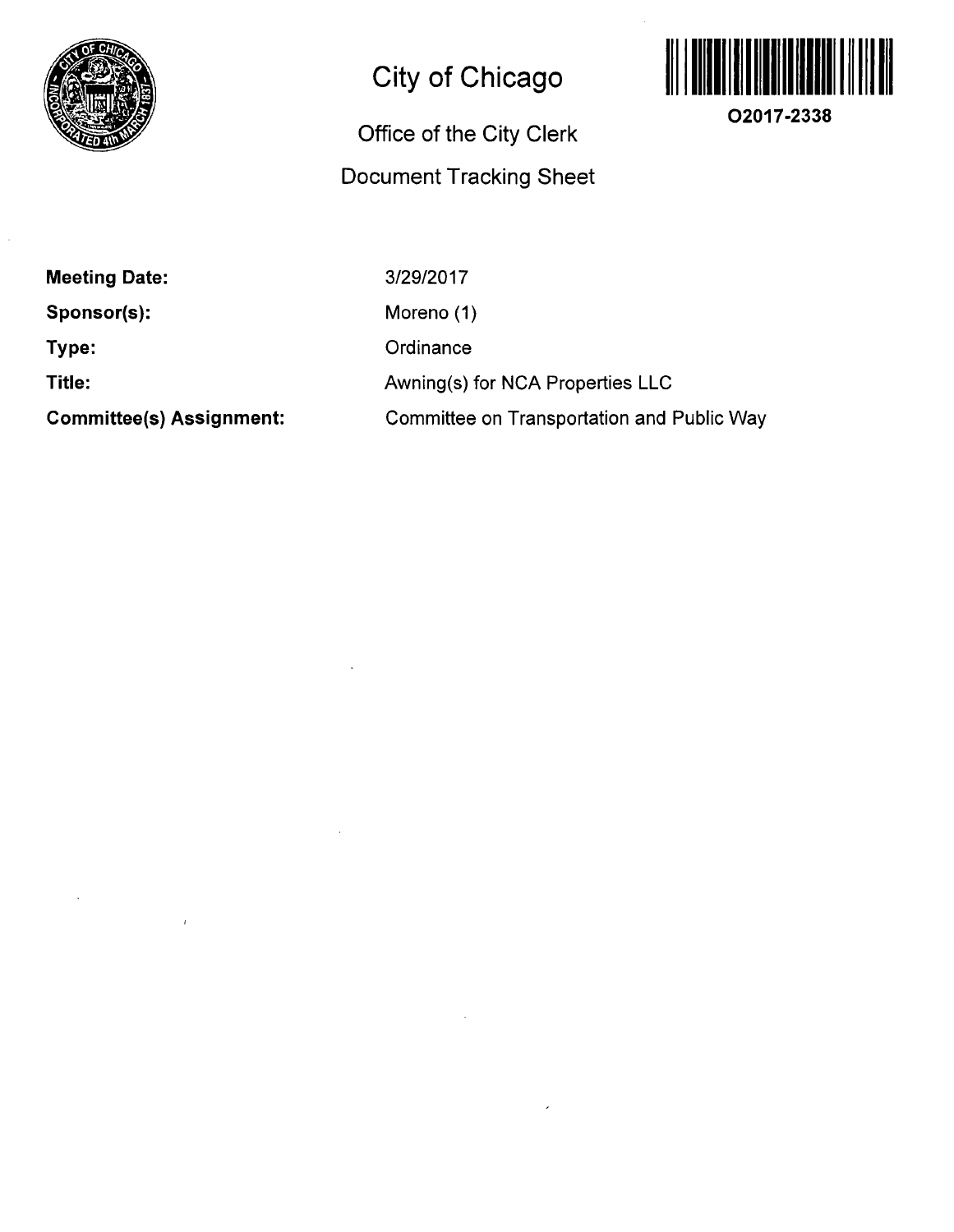# City of Chicago

O2017-2338

## Office of the City Clerk

## Document Tracking Sheet

**Meeting Date:** 3/29/2017

**Sponsor(s):** Moreno (1)

**Type:** Ordinance

**Title:** Awning(s) for NCA Properties LLC

**Committee(s) Assignment:** Committee on Transportation and Public Way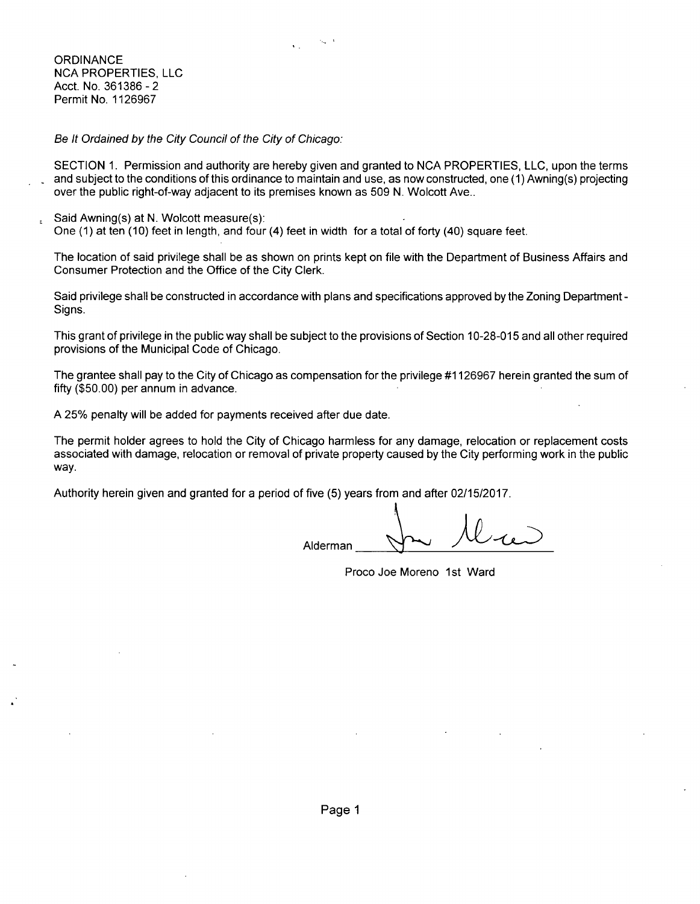ORDINANCE
NCA PROPERTIES, LLC
Acct. No. 361386 - 2
Permit No. 1126967

*Be It Ordained by the City Council of the City of Chicago:*

SECTION 1. Permission and authority are hereby given and granted to NCA PROPERTIES, LLC, upon the terms and subject to the conditions of this ordinance to maintain and use, as now constructed, one (1) Awning(s) projecting over the public right-of-way adjacent to its premises known as 509 N. Wolcott Ave..

Said Awning(s) at N. Wolcott measure(s):
One (1) at ten (10) feet in length, and four (4) feet in width for a total of forty (40) square feet.

The location of said privilege shall be as shown on prints kept on file with the Department of Business Affairs and Consumer Protection and the Office of the City Clerk.

Said privilege shall be constructed in accordance with plans and specifications approved by the Zoning Department - Signs.

This grant of privilege in the public way shall be subject to the provisions of Section 10-28-015 and all other required provisions of the Municipal Code of Chicago.

The grantee shall pay to the City of Chicago as compensation for the privilege #1126967 herein granted the sum of fifty ($50.00) per annum in advance.

A 25% penalty will be added for payments received after due date.

The permit holder agrees to hold the City of Chicago harmless for any damage, relocation or replacement costs associated with damage, relocation or removal of private property caused by the City performing work in the public way.

Authority herein given and granted for a period of five (5) years from and after 02/15/2017.

Alderman ______________________

Proco Joe Moreno 1st Ward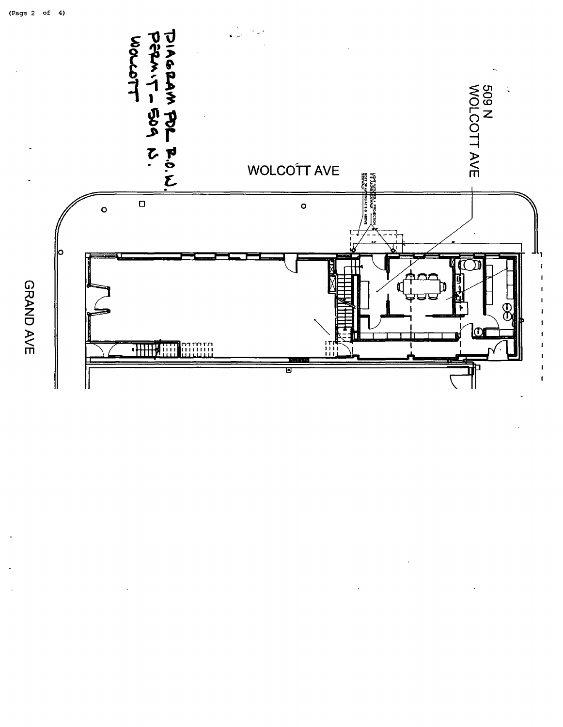DIAGRAM FOR R.O.W. PERMIT – 509 N. WOLCOTT

509 N WOLCOTT AVE

WOLCOTT AVE

LIGHT FIXTURES & PROJECTION 8'6" ABOVE SIDEWALK
BOTTOM OF AWNING AT 8'-0" ABOVE SIDEWALK

GRAND AVE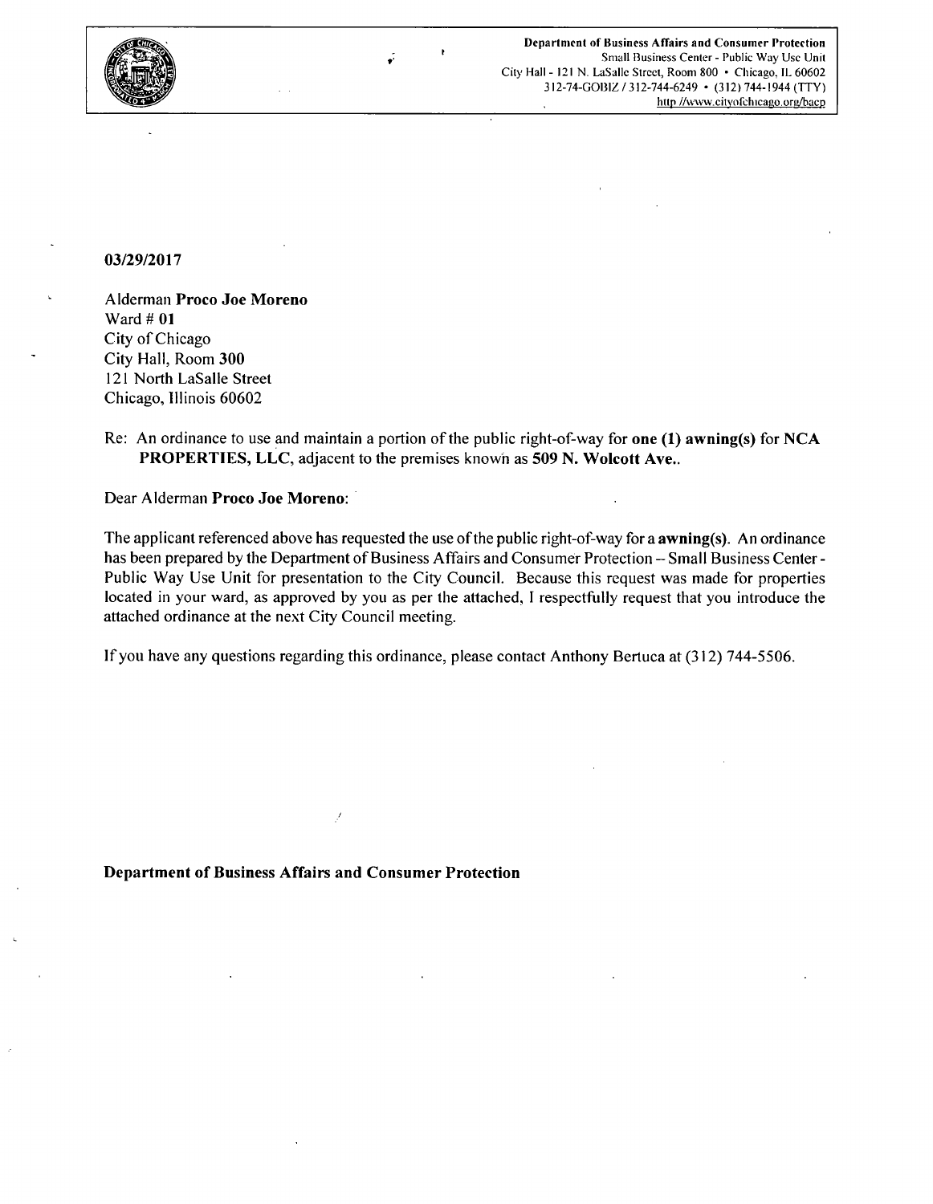**Department of Business Affairs and Consumer Protection**
Small Business Center - Public Way Use Unit
City Hall - 121 N. LaSalle Street, Room 800 • Chicago, IL 60602
312-74-GOBIZ / 312-744-6249 • (312) 744-1944 (TTY)
http //www.cityofchicago.org/bacp

**03/29/2017**

Alderman **Proco Joe Moreno**
Ward # **01**
City of Chicago
City Hall, Room **300**
121 North LaSalle Street
Chicago, Illinois 60602

Re: An ordinance to use and maintain a portion of the public right-of-way for **one (1) awning(s)** for **NCA PROPERTIES, LLC**, adjacent to the premises known as **509 N. Wolcott Ave.**.

Dear Alderman **Proco Joe Moreno**:

The applicant referenced above has requested the use of the public right-of-way for a **awning(s)**. An ordinance has been prepared by the Department of Business Affairs and Consumer Protection -- Small Business Center - Public Way Use Unit for presentation to the City Council. Because this request was made for properties located in your ward, as approved by you as per the attached, I respectfully request that you introduce the attached ordinance at the next City Council meeting.

If you have any questions regarding this ordinance, please contact Anthony Bertuca at (312) 744-5506.

**Department of Business Affairs and Consumer Protection**